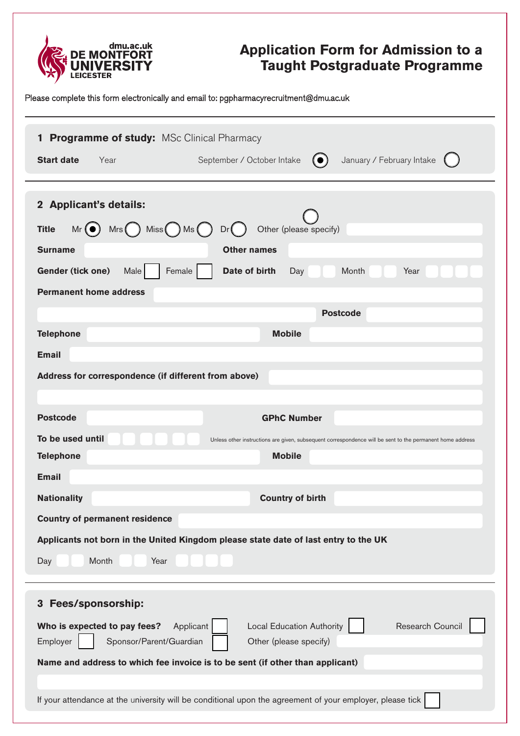dmu.ac.uk
DE MONTFORT UNIVERSITY LEICESTER

# Application Form for Admission to a Taught Postgraduate Programme

Please complete this form electronically and email to: pgpharmacyrecruitment@dmu.ac.uk

## 1 Programme of study: MSc Clinical Pharmacy

**Start date** Year ______ September / October Intake (●) January / February Intake ( )

## 2 Applicant's details:

**Title** Mr (●) Mrs ( ) Miss ( ) Ms ( ) Dr ( ) Other (please specify) ( ) ______

**Surname** ______ **Other names** ______

**Gender (tick one)** Male ☐ Female ☐ **Date of birth** Day __ __ Month __ __ Year __ __ __ __

**Permanent home address** ______

______ **Postcode** ______

**Telephone** ______ **Mobile** ______

**Email** ______

**Address for correspondence (if different from above)** ______

______

**Postcode** ______ **GPhC Number** ______

**To be used until** __ __ __ __ __ __ Unless other instructions are given, subsequent correspondence will be sent to the permanent home address

**Telephone** ______ **Mobile** ______

**Email** ______

**Nationality** ______ **Country of birth** ______

**Country of permanent residence** ______

**Applicants not born in the United Kingdom please state date of last entry to the UK**

Day __ __ Month __ __ Year __ __ __ __

## 3 Fees/sponsorship:

**Who is expected to pay fees?** Applicant ☐ Local Education Authority ☐ Research Council ☐ Employer ☐ Sponsor/Parent/Guardian ☐ Other (please specify) ______

**Name and address to which fee invoice is to be sent (if other than applicant)** ______

______

If your attendance at the university will be conditional upon the agreement of your employer, please tick ☐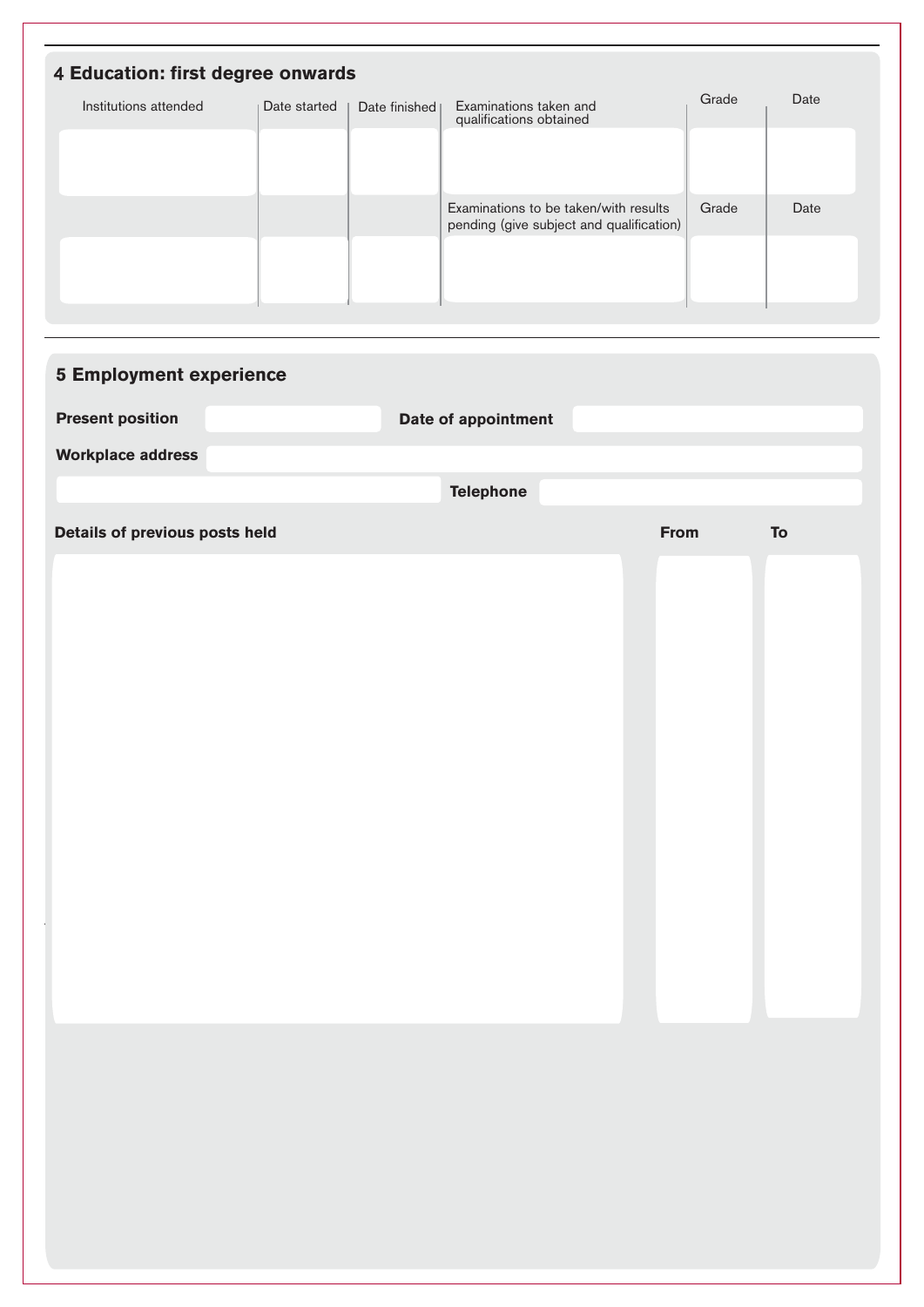## 4 Education: first degree onwards

| Institutions attended | Date started | Date finished | Examinations taken and qualifications obtained | Grade | Date |
|---|---|---|---|---|---|
| | | | | | |
| | | | **Examinations to be taken/with results pending (give subject and qualification)** | **Grade** | **Date** |
| | | | | | |

## 5 Employment experience

**Present position** | **Date of appointment**

**Workplace address**

**Telephone**

| Details of previous posts held | From | To |
|---|---|---|
| | | |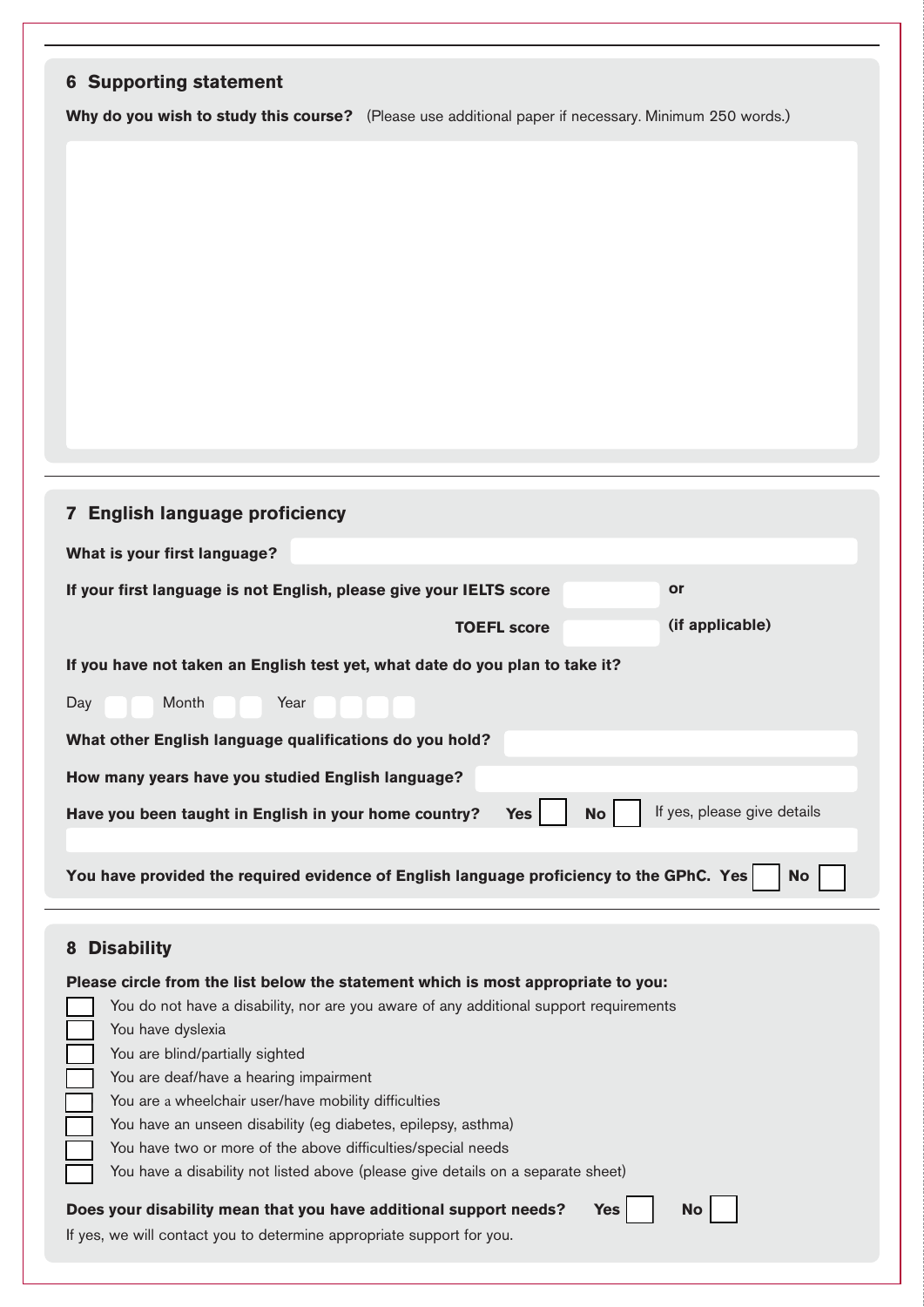## 6 Supporting statement

**Why do you wish to study this course?** (Please use additional paper if necessary. Minimum 250 words.)

## 7 English language proficiency

**What is your first language?**

**If your first language is not English, please give your IELTS score** ______ **or**

**TOEFL score** ______ **(if applicable)**

**If you have not taken an English test yet, what date do you plan to take it?**

Day ☐☐ Month ☐☐ Year ☐☐☐☐

**What other English language qualifications do you hold?**

**How many years have you studied English language?**

**Have you been taught in English in your home country?** **Yes** ☐ **No** ☐ If yes, please give details

**You have provided the required evidence of English language proficiency to the GPhC. Yes** ☐ **No** ☐

## 8 Disability

**Please circle from the list below the statement which is most appropriate to you:**

- ☐ You do not have a disability, nor are you aware of any additional support requirements
- ☐ You have dyslexia
- ☐ You are blind/partially sighted
- ☐ You are deaf/have a hearing impairment
- ☐ You are a wheelchair user/have mobility difficulties
- ☐ You have an unseen disability (eg diabetes, epilepsy, asthma)
- ☐ You have two or more of the above difficulties/special needs
- ☐ You have a disability not listed above (please give details on a separate sheet)

**Does your disability mean that you have additional support needs?** **Yes** ☐ **No** ☐

If yes, we will contact you to determine appropriate support for you.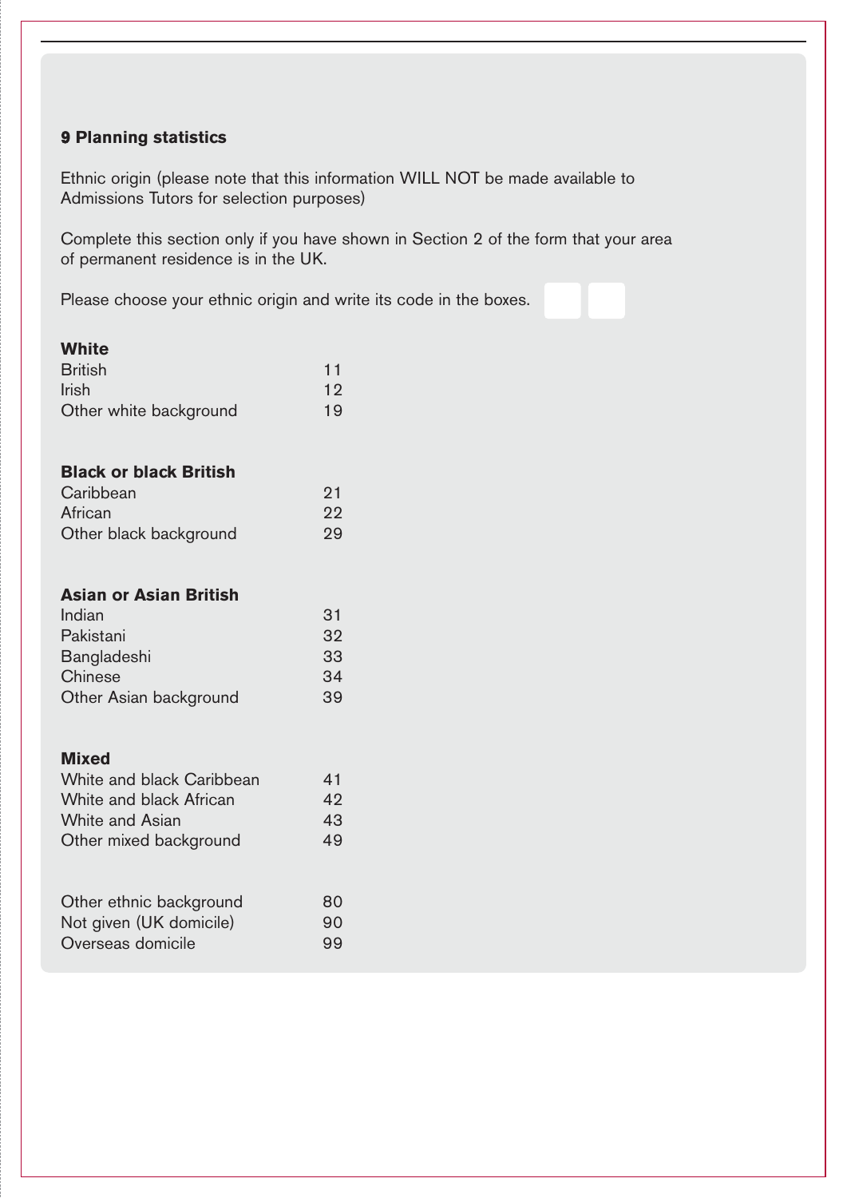## 9 Planning statistics

Ethnic origin (please note that this information WILL NOT be made available to Admissions Tutors for selection purposes)

Complete this section only if you have shown in Section 2 of the form that your area of permanent residence is in the UK.

Please choose your ethnic origin and write its code in the boxes. ☐☐

**White**

| | |
|---|---|
| British | 11 |
| Irish | 12 |
| Other white background | 19 |

**Black or black British**

| | |
|---|---|
| Caribbean | 21 |
| African | 22 |
| Other black background | 29 |

**Asian or Asian British**

| | |
|---|---|
| Indian | 31 |
| Pakistani | 32 |
| Bangladeshi | 33 |
| Chinese | 34 |
| Other Asian background | 39 |

**Mixed**

| | |
|---|---|
| White and black Caribbean | 41 |
| White and black African | 42 |
| White and Asian | 43 |
| Other mixed background | 49 |

| | |
|---|---|
| Other ethnic background | 80 |
| Not given (UK domicile) | 90 |
| Overseas domicile | 99 |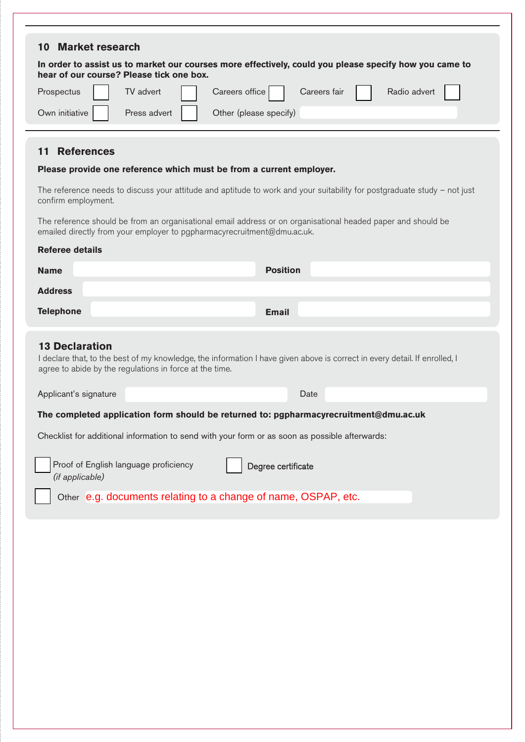## 10 Market research

**In order to assist us to market our courses more effectively, could you please specify how you came to hear of our course? Please tick one box.**

Prospectus ☐ TV advert ☐ Careers office ☐ Careers fair ☐ Radio advert ☐

Own initiative ☐ Press advert ☐ Other (please specify)

## 11 References

**Please provide one reference which must be from a current employer.**

The reference needs to discuss your attitude and aptitude to work and your suitability for postgraduate study – not just confirm employment.

The reference should be from an organisational email address or on organisational headed paper and should be emailed directly from your employer to pgpharmacyrecruitment@dmu.ac.uk.

**Referee details**

**Name** **Position**

**Address**

**Telephone** **Email**

## 13 Declaration

I declare that, to the best of my knowledge, the information I have given above is correct in every detail. If enrolled, I agree to abide by the regulations in force at the time.

Applicant's signature Date

**The completed application form should be returned to: pgpharmacyrecruitment@dmu.ac.uk**

Checklist for additional information to send with your form or as soon as possible afterwards:

☐ Proof of English language proficiency *(if applicable)*

☐ Degree certificate

☐ Other e.g. documents relating to a change of name, OSPAP, etc.